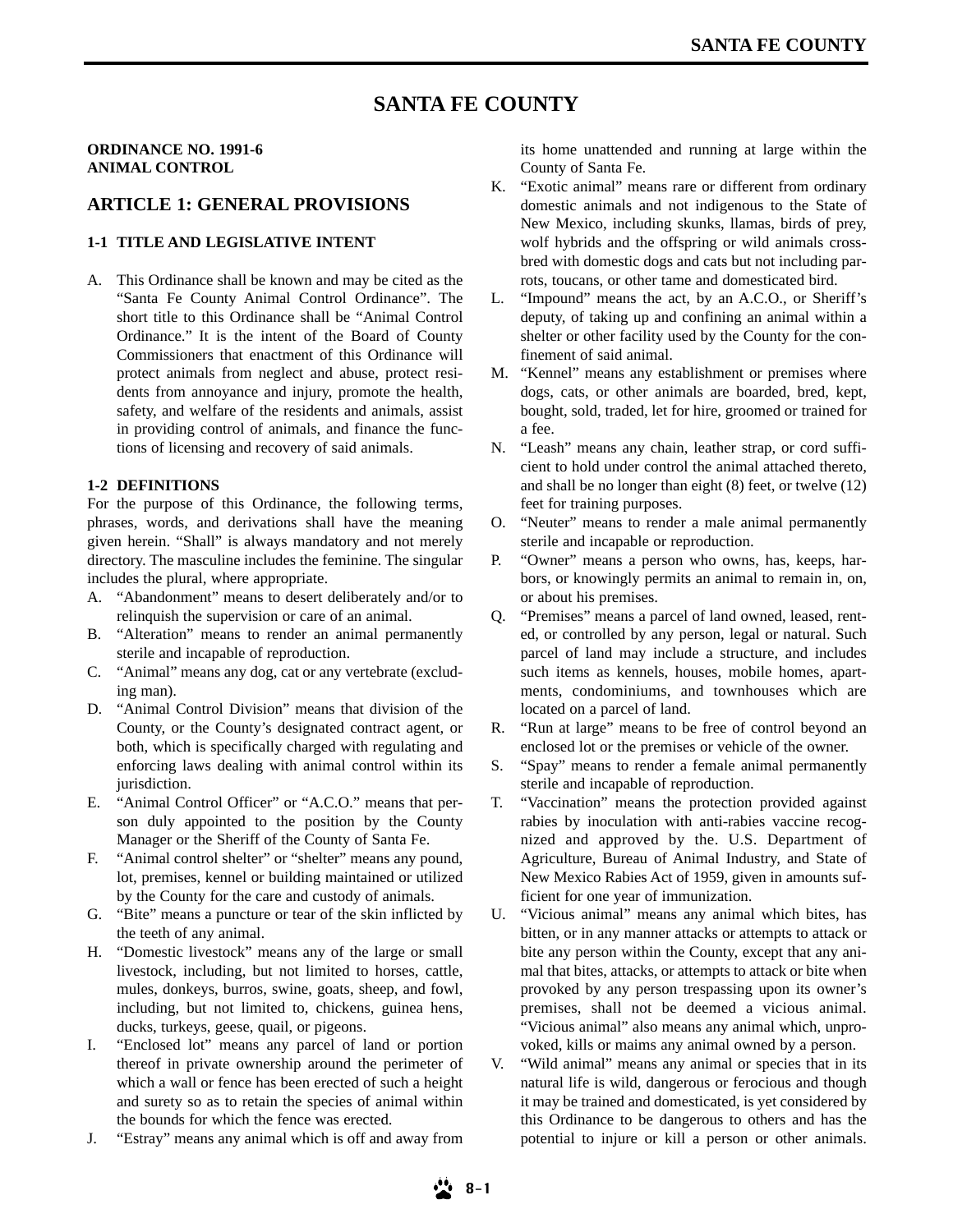# SANTA FE COUNTY

**ORDINANCE NO. 1991-6**
**ANIMAL CONTROL**

## ARTICLE 1: GENERAL PROVISIONS

### 1-1 TITLE AND LEGISLATIVE INTENT

A. This Ordinance shall be known and may be cited as the "Santa Fe County Animal Control Ordinance". The short title to this Ordinance shall be "Animal Control Ordinance." It is the intent of the Board of County Commissioners that enactment of this Ordinance will protect animals from neglect and abuse, protect residents from annoyance and injury, promote the health, safety, and welfare of the residents and animals, assist in providing control of animals, and finance the functions of licensing and recovery of said animals.

### 1-2 DEFINITIONS

For the purpose of this Ordinance, the following terms, phrases, words, and derivations shall have the meaning given herein. "Shall" is always mandatory and not merely directory. The masculine includes the feminine. The singular includes the plural, where appropriate.

A. "Abandonment" means to desert deliberately and/or to relinquish the supervision or care of an animal.
B. "Alteration" means to render an animal permanently sterile and incapable of reproduction.
C. "Animal" means any dog, cat or any vertebrate (excluding man).
D. "Animal Control Division" means that division of the County, or the County's designated contract agent, or both, which is specifically charged with regulating and enforcing laws dealing with animal control within its jurisdiction.
E. "Animal Control Officer" or "A.C.O." means that person duly appointed to the position by the County Manager or the Sheriff of the County of Santa Fe.
F. "Animal control shelter" or "shelter" means any pound, lot, premises, kennel or building maintained or utilized by the County for the care and custody of animals.
G. "Bite" means a puncture or tear of the skin inflicted by the teeth of any animal.
H. "Domestic livestock" means any of the large or small livestock, including, but not limited to horses, cattle, mules, donkeys, burros, swine, goats, sheep, and fowl, including, but not limited to, chickens, guinea hens, ducks, turkeys, geese, quail, or pigeons.
I. "Enclosed lot" means any parcel of land or portion thereof in private ownership around the perimeter of which a wall or fence has been erected of such a height and surety so as to retain the species of animal within the bounds for which the fence was erected.
J. "Estray" means any animal which is off and away from its home unattended and running at large within the County of Santa Fe.
K. "Exotic animal" means rare or different from ordinary domestic animals and not indigenous to the State of New Mexico, including skunks, llamas, birds of prey, wolf hybrids and the offspring or wild animals crossbred with domestic dogs and cats but not including parrots, toucans, or other tame and domesticated bird.
L. "Impound" means the act, by an A.C.O., or Sheriff's deputy, of taking up and confining an animal within a shelter or other facility used by the County for the confinement of said animal.
M. "Kennel" means any establishment or premises where dogs, cats, or other animals are boarded, bred, kept, bought, sold, traded, let for hire, groomed or trained for a fee.
N. "Leash" means any chain, leather strap, or cord sufficient to hold under control the animal attached thereto, and shall be no longer than eight (8) feet, or twelve (12) feet for training purposes.
O. "Neuter" means to render a male animal permanently sterile and incapable or reproduction.
P. "Owner" means a person who owns, has, keeps, harbors, or knowingly permits an animal to remain in, on, or about his premises.
Q. "Premises" means a parcel of land owned, leased, rented, or controlled by any person, legal or natural. Such parcel of land may include a structure, and includes such items as kennels, houses, mobile homes, apartments, condominiums, and townhouses which are located on a parcel of land.
R. "Run at large" means to be free of control beyond an enclosed lot or the premises or vehicle of the owner.
S. "Spay" means to render a female animal permanently sterile and incapable of reproduction.
T. "Vaccination" means the protection provided against rabies by inoculation with anti-rabies vaccine recognized and approved by the. U.S. Department of Agriculture, Bureau of Animal Industry, and State of New Mexico Rabies Act of 1959, given in amounts sufficient for one year of immunization.
U. "Vicious animal" means any animal which bites, has bitten, or in any manner attacks or attempts to attack or bite any person within the County, except that any animal that bites, attacks, or attempts to attack or bite when provoked by any person trespassing upon its owner's premises, shall not be deemed a vicious animal. "Vicious animal" also means any animal which, unprovoked, kills or maims any animal owned by a person.
V. "Wild animal" means any animal or species that in its natural life is wild, dangerous or ferocious and though it may be trained and domesticated, is yet considered by this Ordinance to be dangerous to others and has the potential to injure or kill a person or other animals.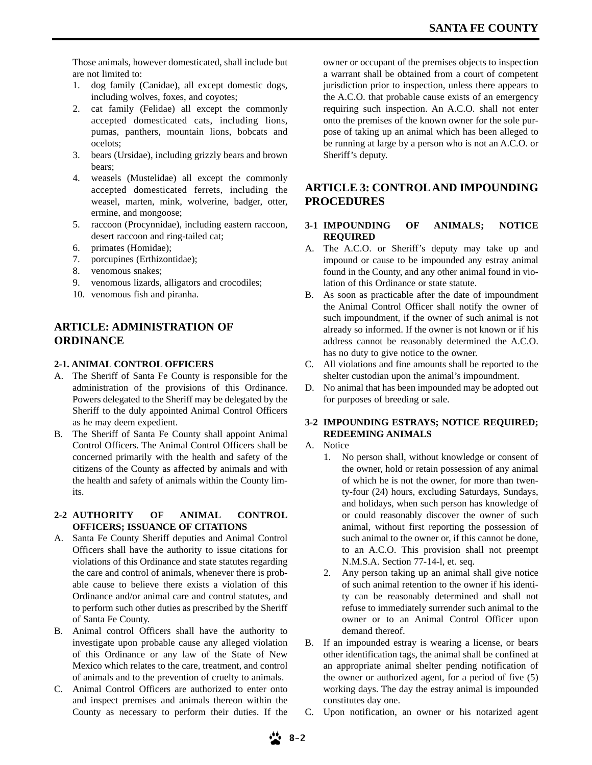Those animals, however domesticated, shall include but are not limited to:

1. dog family (Canidae), all except domestic dogs, including wolves, foxes, and coyotes;
2. cat family (Felidae) all except the commonly accepted domesticated cats, including lions, pumas, panthers, mountain lions, bobcats and ocelots;
3. bears (Ursidae), including grizzly bears and brown bears;
4. weasels (Mustelidae) all except the commonly accepted domesticated ferrets, including the weasel, marten, mink, wolverine, badger, otter, ermine, and mongoose;
5. raccoon (Procynnidae), including eastern raccoon, desert raccoon and ring-tailed cat;
6. primates (Homidae);
7. porcupines (Erthizontidae);
8. venomous snakes;
9. venomous lizards, alligators and crocodiles;
10. venomous fish and piranha.

## ARTICLE: ADMINISTRATION OF ORDINANCE

### 2-1. ANIMAL CONTROL OFFICERS

A. The Sheriff of Santa Fe County is responsible for the administration of the provisions of this Ordinance. Powers delegated to the Sheriff may be delegated by the Sheriff to the duly appointed Animal Control Officers as he may deem expedient.

B. The Sheriff of Santa Fe County shall appoint Animal Control Officers. The Animal Control Officers shall be concerned primarily with the health and safety of the citizens of the County as affected by animals and with the health and safety of animals within the County limits.

### 2-2 AUTHORITY OF ANIMAL CONTROL OFFICERS; ISSUANCE OF CITATIONS

A. Santa Fe County Sheriff deputies and Animal Control Officers shall have the authority to issue citations for violations of this Ordinance and state statutes regarding the care and control of animals, whenever there is probable cause to believe there exists a violation of this Ordinance and/or animal care and control statutes, and to perform such other duties as prescribed by the Sheriff of Santa Fe County.

B. Animal control Officers shall have the authority to investigate upon probable cause any alleged violation of this Ordinance or any law of the State of New Mexico which relates to the care, treatment, and control of animals and to the prevention of cruelty to animals.

C. Animal Control Officers are authorized to enter onto and inspect premises and animals thereon within the County as necessary to perform their duties. If the owner or occupant of the premises objects to inspection a warrant shall be obtained from a court of competent jurisdiction prior to inspection, unless there appears to the A.C.O. that probable cause exists of an emergency requiring such inspection. An A.C.O. shall not enter onto the premises of the known owner for the sole purpose of taking up an animal which has been alleged to be running at large by a person who is not an A.C.O. or Sheriff's deputy.

## ARTICLE 3: CONTROL AND IMPOUNDING PROCEDURES

### 3-1 IMPOUNDING OF ANIMALS; NOTICE REQUIRED

A. The A.C.O. or Sheriff's deputy may take up and impound or cause to be impounded any estray animal found in the County, and any other animal found in violation of this Ordinance or state statute.

B. As soon as practicable after the date of impoundment the Animal Control Officer shall notify the owner of such impoundment, if the owner of such animal is not already so informed. If the owner is not known or if his address cannot be reasonably determined the A.C.O. has no duty to give notice to the owner.

C. All violations and fine amounts shall be reported to the shelter custodian upon the animal's impoundment.

D. No animal that has been impounded may be adopted out for purposes of breeding or sale.

### 3-2 IMPOUNDING ESTRAYS; NOTICE REQUIRED; REDEEMING ANIMALS

A. Notice
   1. No person shall, without knowledge or consent of the owner, hold or retain possession of any animal of which he is not the owner, for more than twenty-four (24) hours, excluding Saturdays, Sundays, and holidays, when such person has knowledge of or could reasonably discover the owner of such animal, without first reporting the possession of such animal to the owner or, if this cannot be done, to an A.C.O. This provision shall not preempt N.M.S.A. Section 77-14-l, et. seq.
   2. Any person taking up an animal shall give notice of such animal retention to the owner if his identity can be reasonably determined and shall not refuse to immediately surrender such animal to the owner or to an Animal Control Officer upon demand thereof.

B. If an impounded estray is wearing a license, or bears other identification tags, the animal shall be confined at an appropriate animal shelter pending notification of the owner or authorized agent, for a period of five (5) working days. The day the estray animal is impounded constitutes day one.

C. Upon notification, an owner or his notarized agent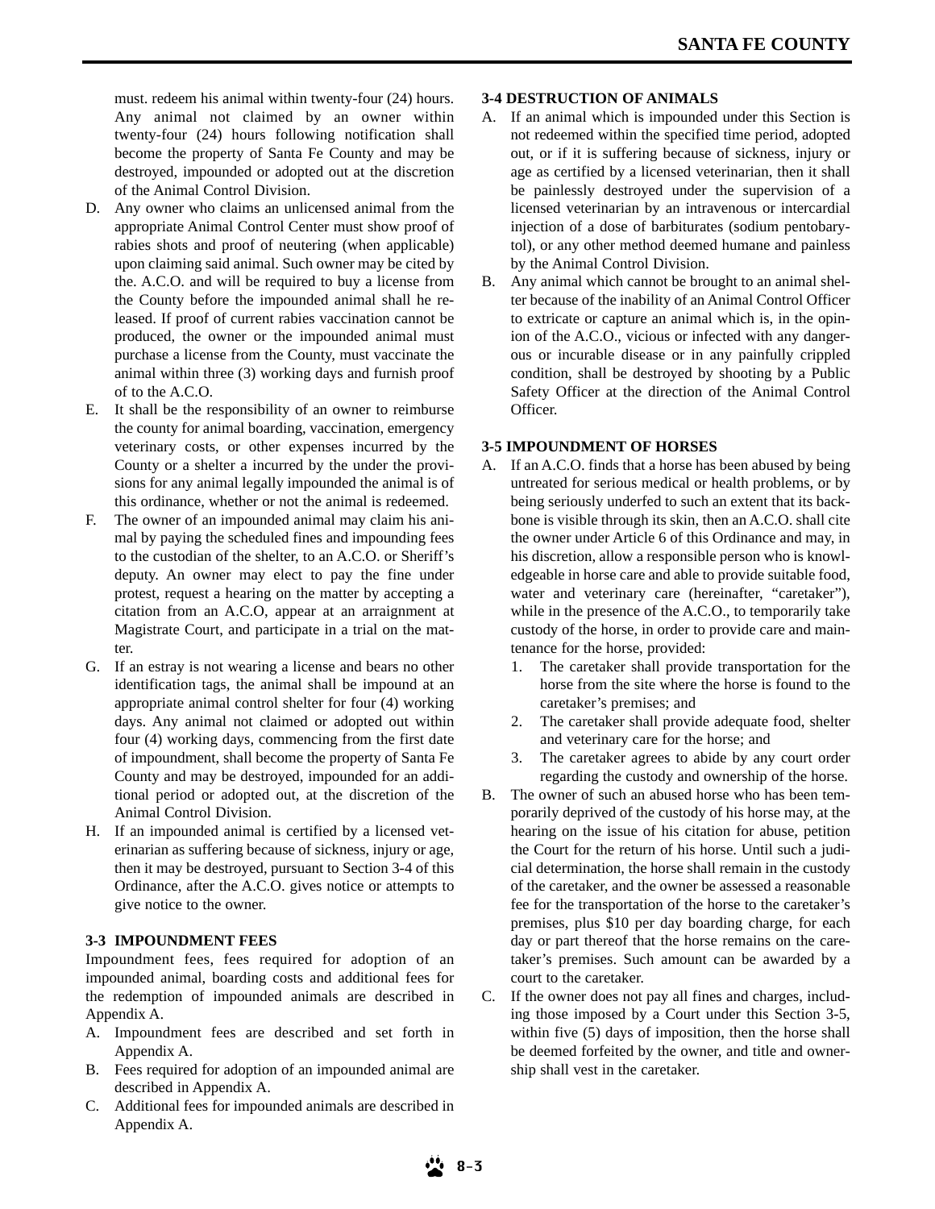must. redeem his animal within twenty-four (24) hours. Any animal not claimed by an owner within twenty-four (24) hours following notification shall become the property of Santa Fe County and may be destroyed, impounded or adopted out at the discretion of the Animal Control Division.

D. Any owner who claims an unlicensed animal from the appropriate Animal Control Center must show proof of rabies shots and proof of neutering (when applicable) upon claiming said animal. Such owner may be cited by the. A.C.O. and will be required to buy a license from the County before the impounded animal shall he released. If proof of current rabies vaccination cannot be produced, the owner or the impounded animal must purchase a license from the County, must vaccinate the animal within three (3) working days and furnish proof of to the A.C.O.
E. It shall be the responsibility of an owner to reimburse the county for animal boarding, vaccination, emergency veterinary costs, or other expenses incurred by the County or a shelter a incurred by the under the provisions for any animal legally impounded the animal is of this ordinance, whether or not the animal is redeemed.
F. The owner of an impounded animal may claim his animal by paying the scheduled fines and impounding fees to the custodian of the shelter, to an A.C.O. or Sheriff's deputy. An owner may elect to pay the fine under protest, request a hearing on the matter by accepting a citation from an A.C.O, appear at an arraignment at Magistrate Court, and participate in a trial on the matter.
G. If an estray is not wearing a license and bears no other identification tags, the animal shall be impound at an appropriate animal control shelter for four (4) working days. Any animal not claimed or adopted out within four (4) working days, commencing from the first date of impoundment, shall become the property of Santa Fe County and may be destroyed, impounded for an additional period or adopted out, at the discretion of the Animal Control Division.
H. If an impounded animal is certified by a licensed veterinarian as suffering because of sickness, injury or age, then it may be destroyed, pursuant to Section 3-4 of this Ordinance, after the A.C.O. gives notice or attempts to give notice to the owner.

### 3-3 IMPOUNDMENT FEES

Impoundment fees, fees required for adoption of an impounded animal, boarding costs and additional fees for the redemption of impounded animals are described in Appendix A.

A. Impoundment fees are described and set forth in Appendix A.
B. Fees required for adoption of an impounded animal are described in Appendix A.
C. Additional fees for impounded animals are described in Appendix A.

### 3-4 DESTRUCTION OF ANIMALS

A. If an animal which is impounded under this Section is not redeemed within the specified time period, adopted out, or if it is suffering because of sickness, injury or age as certified by a licensed veterinarian, then it shall be painlessly destroyed under the supervision of a licensed veterinarian by an intravenous or intercardial injection of a dose of barbiturates (sodium pentobarytol), or any other method deemed humane and painless by the Animal Control Division.
B. Any animal which cannot be brought to an animal shelter because of the inability of an Animal Control Officer to extricate or capture an animal which is, in the opinion of the A.C.O., vicious or infected with any dangerous or incurable disease or in any painfully crippled condition, shall be destroyed by shooting by a Public Safety Officer at the direction of the Animal Control Officer.

### 3-5 IMPOUNDMENT OF HORSES

A. If an A.C.O. finds that a horse has been abused by being untreated for serious medical or health problems, or by being seriously underfed to such an extent that its backbone is visible through its skin, then an A.C.O. shall cite the owner under Article 6 of this Ordinance and may, in his discretion, allow a responsible person who is knowledgeable in horse care and able to provide suitable food, water and veterinary care (hereinafter, "caretaker"), while in the presence of the A.C.O., to temporarily take custody of the horse, in order to provide care and maintenance for the horse, provided:
   1. The caretaker shall provide transportation for the horse from the site where the horse is found to the caretaker's premises; and
   2. The caretaker shall provide adequate food, shelter and veterinary care for the horse; and
   3. The caretaker agrees to abide by any court order regarding the custody and ownership of the horse.
B. The owner of such an abused horse who has been temporarily deprived of the custody of his horse may, at the hearing on the issue of his citation for abuse, petition the Court for the return of his horse. Until such a judicial determination, the horse shall remain in the custody of the caretaker, and the owner be assessed a reasonable fee for the transportation of the horse to the caretaker's premises, plus $10 per day boarding charge, for each day or part thereof that the horse remains on the caretaker's premises. Such amount can be awarded by a court to the caretaker.
C. If the owner does not pay all fines and charges, including those imposed by a Court under this Section 3-5, within five (5) days of imposition, then the horse shall be deemed forfeited by the owner, and title and ownership shall vest in the caretaker.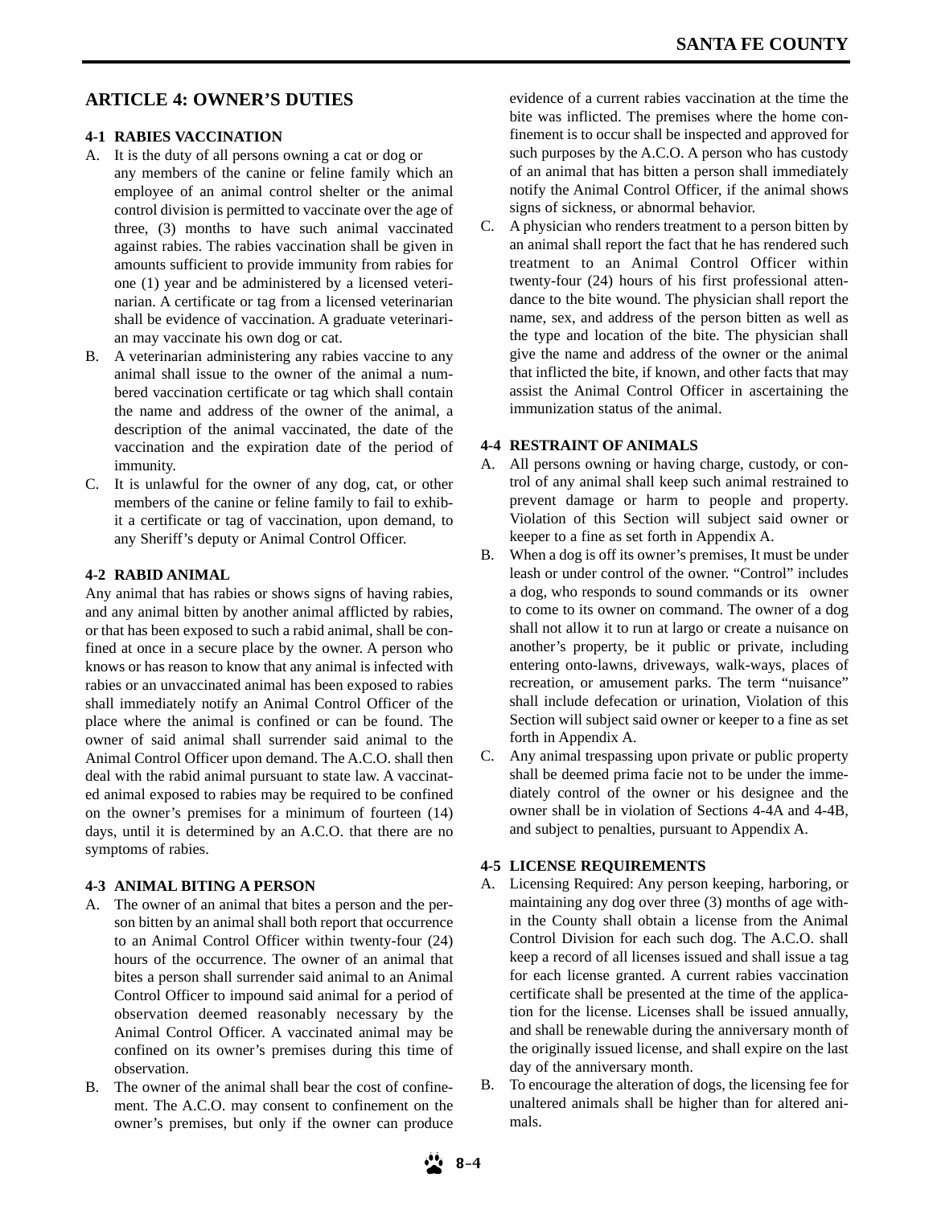## ARTICLE 4: OWNER'S DUTIES

### 4-1 RABIES VACCINATION

A. It is the duty of all persons owning a cat or dog or any members of the canine or feline family which an employee of an animal control shelter or the animal control division is permitted to vaccinate over the age of three, (3) months to have such animal vaccinated against rabies. The rabies vaccination shall be given in amounts sufficient to provide immunity from rabies for one (1) year and be administered by a licensed veterinarian. A certificate or tag from a licensed veterinarian shall be evidence of vaccination. A graduate veterinarian may vaccinate his own dog or cat.

B. A veterinarian administering any rabies vaccine to any animal shall issue to the owner of the animal a numbered vaccination certificate or tag which shall contain the name and address of the owner of the animal, a description of the animal vaccinated, the date of the vaccination and the expiration date of the period of immunity.

C. It is unlawful for the owner of any dog, cat, or other members of the canine or feline family to fail to exhibit a certificate or tag of vaccination, upon demand, to any Sheriff's deputy or Animal Control Officer.

### 4-2 RABID ANIMAL

Any animal that has rabies or shows signs of having rabies, and any animal bitten by another animal afflicted by rabies, or that has been exposed to such a rabid animal, shall be confined at once in a secure place by the owner. A person who knows or has reason to know that any animal is infected with rabies or an unvaccinated animal has been exposed to rabies shall immediately notify an Animal Control Officer of the place where the animal is confined or can be found. The owner of said animal shall surrender said animal to the Animal Control Officer upon demand. The A.C.O. shall then deal with the rabid animal pursuant to state law. A vaccinated animal exposed to rabies may be required to be confined on the owner's premises for a minimum of fourteen (14) days, until it is determined by an A.C.O. that there are no symptoms of rabies.

### 4-3 ANIMAL BITING A PERSON

A. The owner of an animal that bites a person and the person bitten by an animal shall both report that occurrence to an Animal Control Officer within twenty-four (24) hours of the occurrence. The owner of an animal that bites a person shall surrender said animal to an Animal Control Officer to impound said animal for a period of observation deemed reasonably necessary by the Animal Control Officer. A vaccinated animal may be confined on its owner's premises during this time of observation.

B. The owner of the animal shall bear the cost of confinement. The A.C.O. may consent to confinement on the owner's premises, but only if the owner can produce evidence of a current rabies vaccination at the time the bite was inflicted. The premises where the home confinement is to occur shall be inspected and approved for such purposes by the A.C.O. A person who has custody of an animal that has bitten a person shall immediately notify the Animal Control Officer, if the animal shows signs of sickness, or abnormal behavior.

C. A physician who renders treatment to a person bitten by an animal shall report the fact that he has rendered such treatment to an Animal Control Officer within twenty-four (24) hours of his first professional attendance to the bite wound. The physician shall report the name, sex, and address of the person bitten as well as the type and location of the bite. The physician shall give the name and address of the owner or the animal that inflicted the bite, if known, and other facts that may assist the Animal Control Officer in ascertaining the immunization status of the animal.

### 4-4 RESTRAINT OF ANIMALS

A. All persons owning or having charge, custody, or control of any animal shall keep such animal restrained to prevent damage or harm to people and property. Violation of this Section will subject said owner or keeper to a fine as set forth in Appendix A.

B. When a dog is off its owner's premises, It must be under leash or under control of the owner. "Control" includes a dog, who responds to sound commands or its owner to come to its owner on command. The owner of a dog shall not allow it to run at largo or create a nuisance on another's property, be it public or private, including entering onto-lawns, driveways, walk-ways, places of recreation, or amusement parks. The term "nuisance" shall include defecation or urination, Violation of this Section will subject said owner or keeper to a fine as set forth in Appendix A.

C. Any animal trespassing upon private or public property shall be deemed prima facie not to be under the immediately control of the owner or his designee and the owner shall be in violation of Sections 4-4A and 4-4B, and subject to penalties, pursuant to Appendix A.

### 4-5 LICENSE REQUIREMENTS

A. Licensing Required: Any person keeping, harboring, or maintaining any dog over three (3) months of age within the County shall obtain a license from the Animal Control Division for each such dog. The A.C.O. shall keep a record of all licenses issued and shall issue a tag for each license granted. A current rabies vaccination certificate shall be presented at the time of the application for the license. Licenses shall be issued annually, and shall be renewable during the anniversary month of the originally issued license, and shall expire on the last day of the anniversary month.

B. To encourage the alteration of dogs, the licensing fee for unaltered animals shall be higher than for altered animals.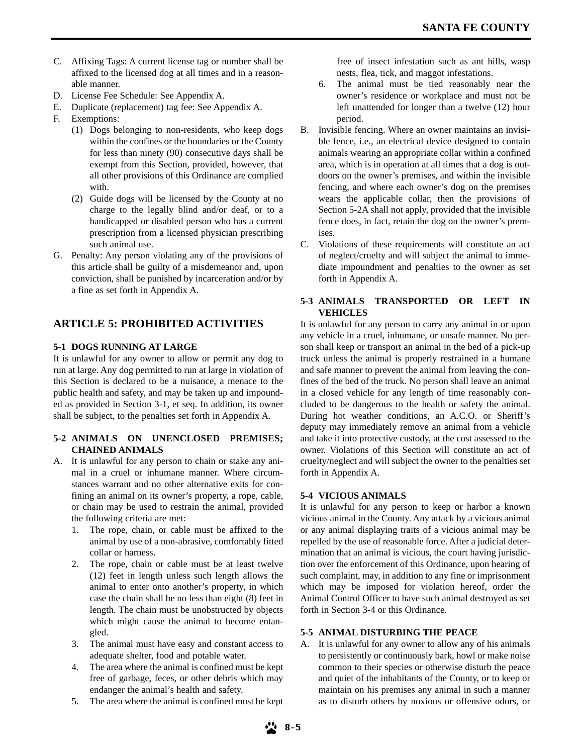C. Affixing Tags: A current license tag or number shall be affixed to the licensed dog at all times and in a reasonable manner.
D. License Fee Schedule: See Appendix A.
E. Duplicate (replacement) tag fee: See Appendix A.
F. Exemptions:
   (1) Dogs belonging to non-residents, who keep dogs within the confines or the boundaries or the County for less than ninety (90) consecutive days shall be exempt from this Section, provided, however, that all other provisions of this Ordinance are complied with.
   (2) Guide dogs will be licensed by the County at no charge to the legally blind and/or deaf, or to a handicapped or disabled person who has a current prescription from a licensed physician prescribing such animal use.
G. Penalty: Any person violating any of the provisions of this article shall be guilty of a misdemeanor and, upon conviction, shall be punished by incarceration and/or by a fine as set forth in Appendix A.

## ARTICLE 5: PROHIBITED ACTIVITIES

### 5-1 DOGS RUNNING AT LARGE

It is unlawful for any owner to allow or permit any dog to run at large. Any dog permitted to run at large in violation of this Section is declared to be a nuisance, a menace to the public health and safety, and may be taken up and impounded as provided in Section 3-1, et seq. In addition, its owner shall be subject, to the penalties set forth in Appendix A.

### 5-2 ANIMALS ON UNENCLOSED PREMISES; CHAINED ANIMALS

A. It is unlawful for any person to chain or stake any animal in a cruel or inhumane manner. Where circumstances warrant and no other alternative exits for confining an animal on its owner's property, a rope, cable, or chain may be used to restrain the animal, provided the following criteria are met:
   1. The rope, chain, or cable must be affixed to the animal by use of a non-abrasive, comfortably fitted collar or harness.
   2. The rope, chain or cable must be at least twelve (12) feet in length unless such length allows the animal to enter onto another's property, in which case the chain shall be no less than eight (8) feet in length. The chain must be unobstructed by objects which might cause the animal to become entangled.
   3. The animal must have easy and constant access to adequate shelter, food and potable water.
   4. The area where the animal is confined must be kept free of garbage, feces, or other debris which may endanger the animal's health and safety.
   5. The area where the animal is confined must be kept free of insect infestation such as ant hills, wasp nests, flea, tick, and maggot infestations.
   6. The animal must be tied reasonably near the owner's residence or workplace and must not be left unattended for longer than a twelve (12) hour period.
B. Invisible fencing. Where an owner maintains an invisible fence, i.e., an electrical device designed to contain animals wearing an appropriate collar within a confined area, which is in operation at all times that a dog is outdoors on the owner's premises, and within the invisible fencing, and where each owner's dog on the premises wears the applicable collar, then the provisions of Section 5-2A shall not apply, provided that the invisible fence does, in fact, retain the dog on the owner's premises.
C. Violations of these requirements will constitute an act of neglect/cruelty and will subject the animal to immediate impoundment and penalties to the owner as set forth in Appendix A.

### 5-3 ANIMALS TRANSPORTED OR LEFT IN VEHICLES

It is unlawful for any person to carry any animal in or upon any vehicle in a cruel, inhumane, or unsafe manner. No person shall keep or transport an animal in the bed of a pick-up truck unless the animal is properly restrained in a humane and safe manner to prevent the animal from leaving the confines of the bed of the truck. No person shall leave an animal in a closed vehicle for any length of time reasonably concluded to be dangerous to the health or safety the animal. During hot weather conditions, an A.C.O. or Sheriff's deputy may immediately remove an animal from a vehicle and take it into protective custody, at the cost assessed to the owner. Violations of this Section will constitute an act of cruelty/neglect and will subject the owner to the penalties set forth in Appendix A.

### 5-4 VICIOUS ANIMALS

It is unlawful for any person to keep or harbor a known vicious animal in the County. Any attack by a vicious animal or any animal displaying traits of a vicious animal may be repelled by the use of reasonable force. After a judicial determination that an animal is vicious, the court having jurisdiction over the enforcement of this Ordinance, upon hearing of such complaint, may, in addition to any fine or imprisonment which may be imposed for violation hereof, order the Animal Control Officer to have such animal destroyed as set forth in Section 3-4 or this Ordinance.

### 5-5 ANIMAL DISTURBING THE PEACE

A. It is unlawful for any owner to allow any of his animals to persistently or continuously bark, howl or make noise common to their species or otherwise disturb the peace and quiet of the inhabitants of the County, or to keep or maintain on his premises any animal in such a manner as to disturb others by noxious or offensive odors, or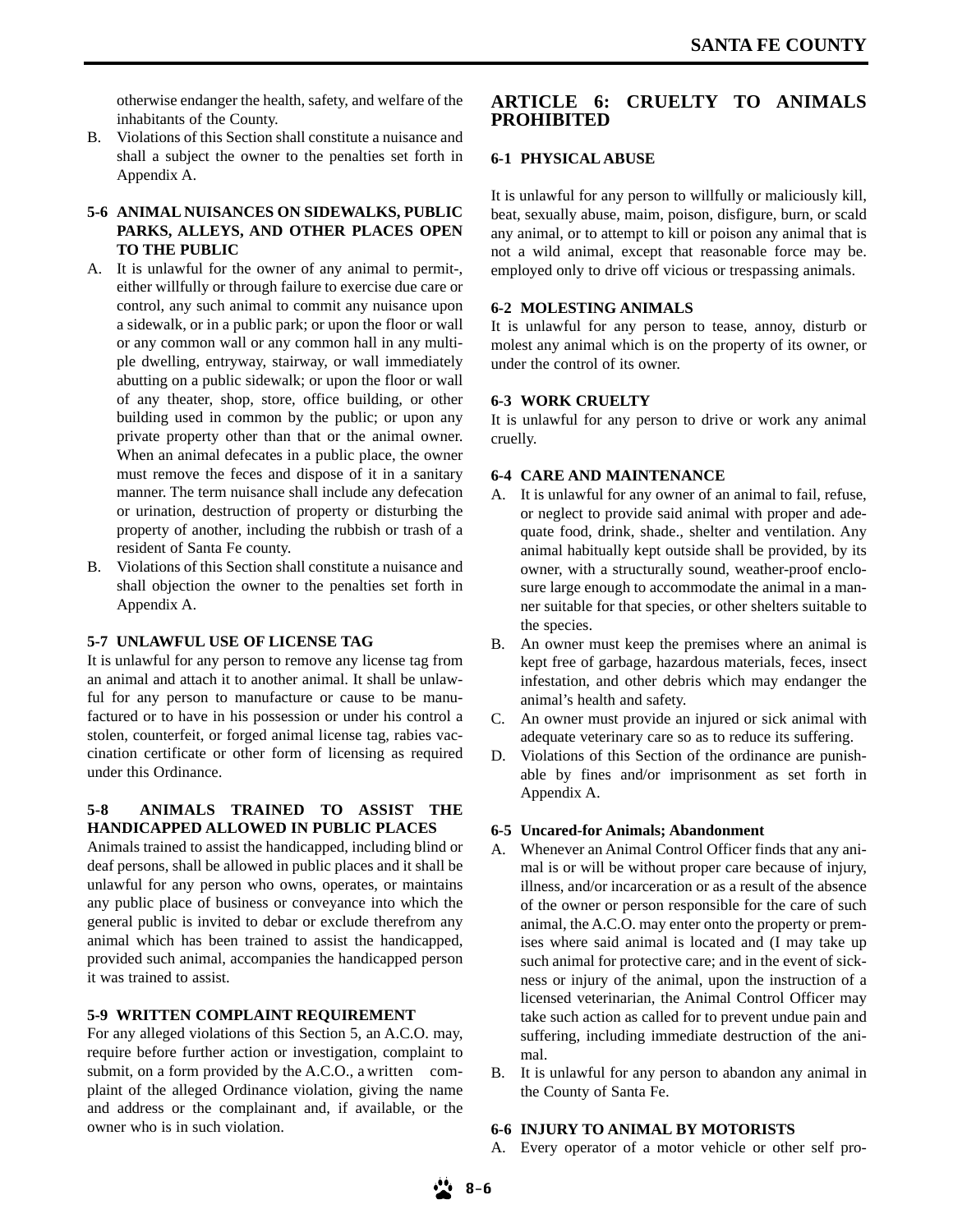otherwise endanger the health, safety, and welfare of the inhabitants of the County.

B. Violations of this Section shall constitute a nuisance and shall a subject the owner to the penalties set forth in Appendix A.

### 5-6 ANIMAL NUISANCES ON SIDEWALKS, PUBLIC PARKS, ALLEYS, AND OTHER PLACES OPEN TO THE PUBLIC

A. It is unlawful for the owner of any animal to permit-, either willfully or through failure to exercise due care or control, any such animal to commit any nuisance upon a sidewalk, or in a public park; or upon the floor or wall or any common wall or any common hall in any multiple dwelling, entryway, stairway, or wall immediately abutting on a public sidewalk; or upon the floor or wall of any theater, shop, store, office building, or other building used in common by the public; or upon any private property other than that or the animal owner. When an animal defecates in a public place, the owner must remove the feces and dispose of it in a sanitary manner. The term nuisance shall include any defecation or urination, destruction of property or disturbing the property of another, including the rubbish or trash of a resident of Santa Fe county.

B. Violations of this Section shall constitute a nuisance and shall objection the owner to the penalties set forth in Appendix A.

### 5-7 UNLAWFUL USE OF LICENSE TAG

It is unlawful for any person to remove any license tag from an animal and attach it to another animal. It shall be unlawful for any person to manufacture or cause to be manufactured or to have in his possession or under his control a stolen, counterfeit, or forged animal license tag, rabies vaccination certificate or other form of licensing as required under this Ordinance.

### 5-8 ANIMALS TRAINED TO ASSIST THE HANDICAPPED ALLOWED IN PUBLIC PLACES

Animals trained to assist the handicapped, including blind or deaf persons, shall be allowed in public places and it shall be unlawful for any person who owns, operates, or maintains any public place of business or conveyance into which the general public is invited to debar or exclude therefrom any animal which has been trained to assist the handicapped, provided such animal, accompanies the handicapped person it was trained to assist.

### 5-9 WRITTEN COMPLAINT REQUIREMENT

For any alleged violations of this Section 5, an A.C.O. may, require before further action or investigation, complaint to submit, on a form provided by the A.C.O., a written complaint of the alleged Ordinance violation, giving the name and address or the complainant and, if available, or the owner who is in such violation.

## ARTICLE 6: CRUELTY TO ANIMALS PROHIBITED

### 6-1 PHYSICAL ABUSE

It is unlawful for any person to willfully or maliciously kill, beat, sexually abuse, maim, poison, disfigure, burn, or scald any animal, or to attempt to kill or poison any animal that is not a wild animal, except that reasonable force may be. employed only to drive off vicious or trespassing animals.

### 6-2 MOLESTING ANIMALS

It is unlawful for any person to tease, annoy, disturb or molest any animal which is on the property of its owner, or under the control of its owner.

### 6-3 WORK CRUELTY

It is unlawful for any person to drive or work any animal cruelly.

### 6-4 CARE AND MAINTENANCE

A. It is unlawful for any owner of an animal to fail, refuse, or neglect to provide said animal with proper and adequate food, drink, shade., shelter and ventilation. Any animal habitually kept outside shall be provided, by its owner, with a structurally sound, weather-proof enclosure large enough to accommodate the animal in a manner suitable for that species, or other shelters suitable to the species.

B. An owner must keep the premises where an animal is kept free of garbage, hazardous materials, feces, insect infestation, and other debris which may endanger the animal's health and safety.

C. An owner must provide an injured or sick animal with adequate veterinary care so as to reduce its suffering.

D. Violations of this Section of the ordinance are punishable by fines and/or imprisonment as set forth in Appendix A.

### 6-5 Uncared-for Animals; Abandonment

A. Whenever an Animal Control Officer finds that any animal is or will be without proper care because of injury, illness, and/or incarceration or as a result of the absence of the owner or person responsible for the care of such animal, the A.C.O. may enter onto the property or premises where said animal is located and (I may take up such animal for protective care; and in the event of sickness or injury of the animal, upon the instruction of a licensed veterinarian, the Animal Control Officer may take such action as called for to prevent undue pain and suffering, including immediate destruction of the animal.

B. It is unlawful for any person to abandon any animal in the County of Santa Fe.

### 6-6 INJURY TO ANIMAL BY MOTORISTS

A. Every operator of a motor vehicle or other self pro-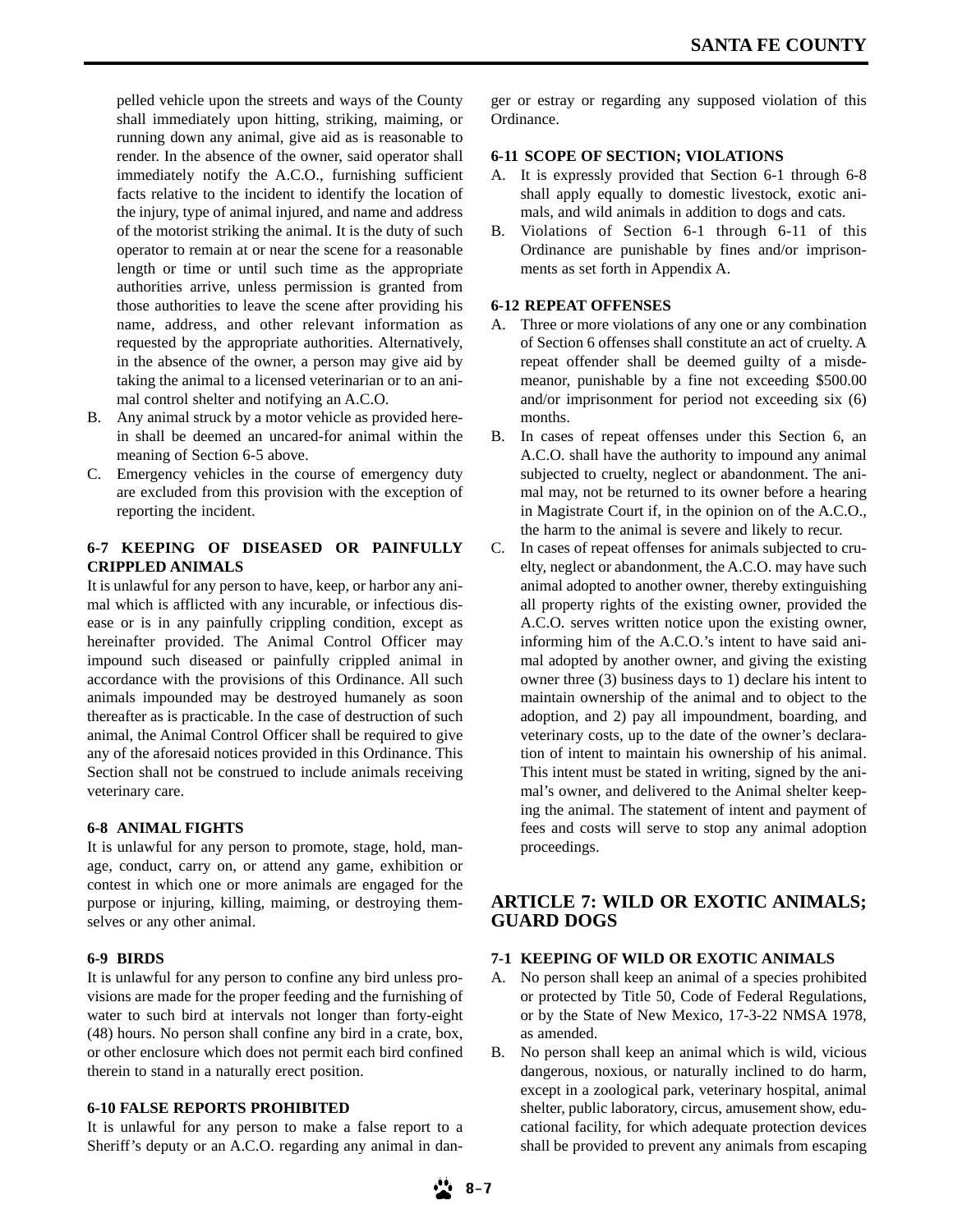pelled vehicle upon the streets and ways of the County shall immediately upon hitting, striking, maiming, or running down any animal, give aid as is reasonable to render. In the absence of the owner, said operator shall immediately notify the A.C.O., furnishing sufficient facts relative to the incident to identify the location of the injury, type of animal injured, and name and address of the motorist striking the animal. It is the duty of such operator to remain at or near the scene for a reasonable length or time or until such time as the appropriate authorities arrive, unless permission is granted from those authorities to leave the scene after providing his name, address, and other relevant information as requested by the appropriate authorities. Alternatively, in the absence of the owner, a person may give aid by taking the animal to a licensed veterinarian or to an animal control shelter and notifying an A.C.O.

B. Any animal struck by a motor vehicle as provided herein shall be deemed an uncared-for animal within the meaning of Section 6-5 above.

C. Emergency vehicles in the course of emergency duty are excluded from this provision with the exception of reporting the incident.

#### 6-7 KEEPING OF DISEASED OR PAINFULLY CRIPPLED ANIMALS

It is unlawful for any person to have, keep, or harbor any animal which is afflicted with any incurable, or infectious disease or is in any painfully crippling condition, except as hereinafter provided. The Animal Control Officer may impound such diseased or painfully crippled animal in accordance with the provisions of this Ordinance. All such animals impounded may be destroyed humanely as soon thereafter as is practicable. In the case of destruction of such animal, the Animal Control Officer shall be required to give any of the aforesaid notices provided in this Ordinance. This Section shall not be construed to include animals receiving veterinary care.

#### 6-8 ANIMAL FIGHTS

It is unlawful for any person to promote, stage, hold, manage, conduct, carry on, or attend any game, exhibition or contest in which one or more animals are engaged for the purpose or injuring, killing, maiming, or destroying themselves or any other animal.

#### 6-9 BIRDS

It is unlawful for any person to confine any bird unless provisions are made for the proper feeding and the furnishing of water to such bird at intervals not longer than forty-eight (48) hours. No person shall confine any bird in a crate, box, or other enclosure which does not permit each bird confined therein to stand in a naturally erect position.

#### 6-10 FALSE REPORTS PROHIBITED

It is unlawful for any person to make a false report to a Sheriff's deputy or an A.C.O. regarding any animal in danger or estray or regarding any supposed violation of this Ordinance.

#### 6-11 SCOPE OF SECTION; VIOLATIONS

A. It is expressly provided that Section 6-1 through 6-8 shall apply equally to domestic livestock, exotic animals, and wild animals in addition to dogs and cats.

B. Violations of Section 6-1 through 6-11 of this Ordinance are punishable by fines and/or imprisonments as set forth in Appendix A.

#### 6-12 REPEAT OFFENSES

A. Three or more violations of any one or any combination of Section 6 offenses shall constitute an act of cruelty. A repeat offender shall be deemed guilty of a misdemeanor, punishable by a fine not exceeding $500.00 and/or imprisonment for period not exceeding six (6) months.

B. In cases of repeat offenses under this Section 6, an A.C.O. shall have the authority to impound any animal subjected to cruelty, neglect or abandonment. The animal may, not be returned to its owner before a hearing in Magistrate Court if, in the opinion on of the A.C.O., the harm to the animal is severe and likely to recur.

C. In cases of repeat offenses for animals subjected to cruelty, neglect or abandonment, the A.C.O. may have such animal adopted to another owner, thereby extinguishing all property rights of the existing owner, provided the A.C.O. serves written notice upon the existing owner, informing him of the A.C.O.'s intent to have said animal adopted by another owner, and giving the existing owner three (3) business days to 1) declare his intent to maintain ownership of the animal and to object to the adoption, and 2) pay all impoundment, boarding, and veterinary costs, up to the date of the owner's declaration of intent to maintain his ownership of his animal. This intent must be stated in writing, signed by the animal's owner, and delivered to the Animal shelter keeping the animal. The statement of intent and payment of fees and costs will serve to stop any animal adoption proceedings.

## ARTICLE 7: WILD OR EXOTIC ANIMALS; GUARD DOGS

#### 7-1 KEEPING OF WILD OR EXOTIC ANIMALS

A. No person shall keep an animal of a species prohibited or protected by Title 50, Code of Federal Regulations, or by the State of New Mexico, 17-3-22 NMSA 1978, as amended.

B. No person shall keep an animal which is wild, vicious dangerous, noxious, or naturally inclined to do harm, except in a zoological park, veterinary hospital, animal shelter, public laboratory, circus, amusement show, educational facility, for which adequate protection devices shall be provided to prevent any animals from escaping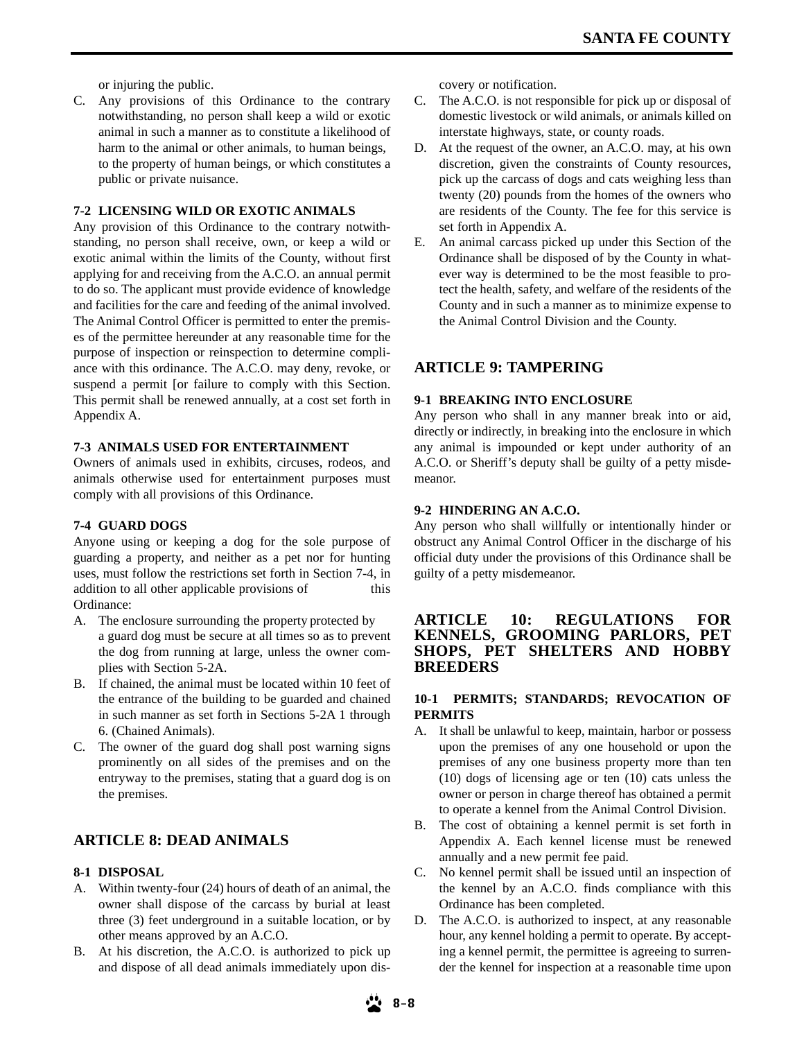or injuring the public.

C. Any provisions of this Ordinance to the contrary notwithstanding, no person shall keep a wild or exotic animal in such a manner as to constitute a likelihood of harm to the animal or other animals, to human beings, to the property of human beings, or which constitutes a public or private nuisance.

#### 7-2 LICENSING WILD OR EXOTIC ANIMALS

Any provision of this Ordinance to the contrary notwithstanding, no person shall receive, own, or keep a wild or exotic animal within the limits of the County, without first applying for and receiving from the A.C.O. an annual permit to do so. The applicant must provide evidence of knowledge and facilities for the care and feeding of the animal involved. The Animal Control Officer is permitted to enter the premises of the permittee hereunder at any reasonable time for the purpose of inspection or reinspection to determine compliance with this ordinance. The A.C.O. may deny, revoke, or suspend a permit [or failure to comply with this Section. This permit shall be renewed annually, at a cost set forth in Appendix A.

#### 7-3 ANIMALS USED FOR ENTERTAINMENT

Owners of animals used in exhibits, circuses, rodeos, and animals otherwise used for entertainment purposes must comply with all provisions of this Ordinance.

#### 7-4 GUARD DOGS

Anyone using or keeping a dog for the sole purpose of guarding a property, and neither as a pet nor for hunting uses, must follow the restrictions set forth in Section 7-4, in addition to all other applicable provisions of this Ordinance:

A. The enclosure surrounding the property protected by a guard dog must be secure at all times so as to prevent the dog from running at large, unless the owner complies with Section 5-2A.
B. If chained, the animal must be located within 10 feet of the entrance of the building to be guarded and chained in such manner as set forth in Sections 5-2A 1 through 6. (Chained Animals).
C. The owner of the guard dog shall post warning signs prominently on all sides of the premises and on the entryway to the premises, stating that a guard dog is on the premises.

## ARTICLE 8: DEAD ANIMALS

#### 8-1 DISPOSAL

A. Within twenty-four (24) hours of death of an animal, the owner shall dispose of the carcass by burial at least three (3) feet underground in a suitable location, or by other means approved by an A.C.O.
B. At his discretion, the A.C.O. is authorized to pick up and dispose of all dead animals immediately upon discovery or notification.
C. The A.C.O. is not responsible for pick up or disposal of domestic livestock or wild animals, or animals killed on interstate highways, state, or county roads.
D. At the request of the owner, an A.C.O. may, at his own discretion, given the constraints of County resources, pick up the carcass of dogs and cats weighing less than twenty (20) pounds from the homes of the owners who are residents of the County. The fee for this service is set forth in Appendix A.
E. An animal carcass picked up under this Section of the Ordinance shall be disposed of by the County in whatever way is determined to be the most feasible to protect the health, safety, and welfare of the residents of the County and in such a manner as to minimize expense to the Animal Control Division and the County.

## ARTICLE 9: TAMPERING

#### 9-1 BREAKING INTO ENCLOSURE

Any person who shall in any manner break into or aid, directly or indirectly, in breaking into the enclosure in which any animal is impounded or kept under authority of an A.C.O. or Sheriff's deputy shall be guilty of a petty misdemeanor.

#### 9-2 HINDERING AN A.C.O.

Any person who shall willfully or intentionally hinder or obstruct any Animal Control Officer in the discharge of his official duty under the provisions of this Ordinance shall be guilty of a petty misdemeanor.

## ARTICLE 10: REGULATIONS FOR KENNELS, GROOMING PARLORS, PET SHOPS, PET SHELTERS AND HOBBY BREEDERS

#### 10-1 PERMITS; STANDARDS; REVOCATION OF PERMITS

A. It shall be unlawful to keep, maintain, harbor or possess upon the premises of any one household or upon the premises of any one business property more than ten (10) dogs of licensing age or ten (10) cats unless the owner or person in charge thereof has obtained a permit to operate a kennel from the Animal Control Division.
B. The cost of obtaining a kennel permit is set forth in Appendix A. Each kennel license must be renewed annually and a new permit fee paid.
C. No kennel permit shall be issued until an inspection of the kennel by an A.C.O. finds compliance with this Ordinance has been completed.
D. The A.C.O. is authorized to inspect, at any reasonable hour, any kennel holding a permit to operate. By accepting a kennel permit, the permittee is agreeing to surrender the kennel for inspection at a reasonable time upon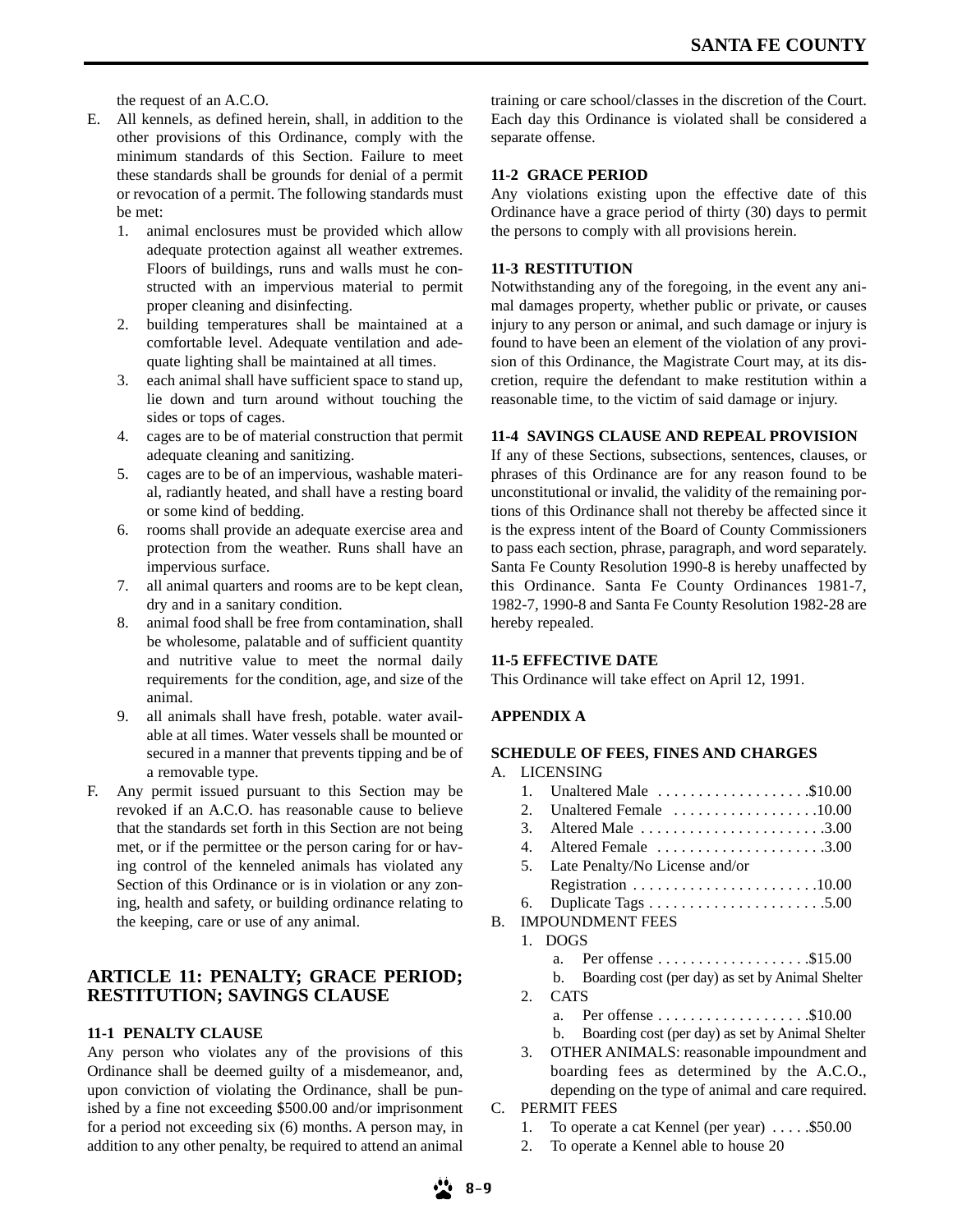the request of an A.C.O.

E. All kennels, as defined herein, shall, in addition to the other provisions of this Ordinance, comply with the minimum standards of this Section. Failure to meet these standards shall be grounds for denial of a permit or revocation of a permit. The following standards must be met:
   1. animal enclosures must be provided which allow adequate protection against all weather extremes. Floors of buildings, runs and walls must he constructed with an impervious material to permit proper cleaning and disinfecting.
   2. building temperatures shall be maintained at a comfortable level. Adequate ventilation and adequate lighting shall be maintained at all times.
   3. each animal shall have sufficient space to stand up, lie down and turn around without touching the sides or tops of cages.
   4. cages are to be of material construction that permit adequate cleaning and sanitizing.
   5. cages are to be of an impervious, washable material, radiantly heated, and shall have a resting board or some kind of bedding.
   6. rooms shall provide an adequate exercise area and protection from the weather. Runs shall have an impervious surface.
   7. all animal quarters and rooms are to be kept clean, dry and in a sanitary condition.
   8. animal food shall be free from contamination, shall be wholesome, palatable and of sufficient quantity and nutritive value to meet the normal daily requirements for the condition, age, and size of the animal.
   9. all animals shall have fresh, potable. water available at all times. Water vessels shall be mounted or secured in a manner that prevents tipping and be of a removable type.

F. Any permit issued pursuant to this Section may be revoked if an A.C.O. has reasonable cause to believe that the standards set forth in this Section are not being met, or if the permittee or the person caring for or having control of the kenneled animals has violated any Section of this Ordinance or is in violation or any zoning, health and safety, or building ordinance relating to the keeping, care or use of any animal.

## ARTICLE 11: PENALTY; GRACE PERIOD; RESTITUTION; SAVINGS CLAUSE

### 11-1 PENALTY CLAUSE

Any person who violates any of the provisions of this Ordinance shall be deemed guilty of a misdemeanor, and, upon conviction of violating the Ordinance, shall be punished by a fine not exceeding $500.00 and/or imprisonment for a period not exceeding six (6) months. A person may, in addition to any other penalty, be required to attend an animal training or care school/classes in the discretion of the Court. Each day this Ordinance is violated shall be considered a separate offense.

### 11-2 GRACE PERIOD

Any violations existing upon the effective date of this Ordinance have a grace period of thirty (30) days to permit the persons to comply with all provisions herein.

### 11-3 RESTITUTION

Notwithstanding any of the foregoing, in the event any animal damages property, whether public or private, or causes injury to any person or animal, and such damage or injury is found to have been an element of the violation of any provision of this Ordinance, the Magistrate Court may, at its discretion, require the defendant to make restitution within a reasonable time, to the victim of said damage or injury.

### 11-4 SAVINGS CLAUSE AND REPEAL PROVISION

If any of these Sections, subsections, sentences, clauses, or phrases of this Ordinance are for any reason found to be unconstitutional or invalid, the validity of the remaining portions of this Ordinance shall not thereby be affected since it is the express intent of the Board of County Commissioners to pass each section, phrase, paragraph, and word separately. Santa Fe County Resolution 1990-8 is hereby unaffected by this Ordinance. Santa Fe County Ordinances 1981-7, 1982-7, 1990-8 and Santa Fe County Resolution 1982-28 are hereby repealed.

### 11-5 EFFECTIVE DATE

This Ordinance will take effect on April 12, 1991.

### APPENDIX A

### SCHEDULE OF FEES, FINES AND CHARGES

A. LICENSING
   1. Unaltered Male .................. $10.00
   2. Unaltered Female .................. 10.00
   3. Altered Male .................. 3.00
   4. Altered Female .................. 3.00
   5. Late Penalty/No License and/or Registration .................. 10.00
   6. Duplicate Tags .................. 5.00

B. IMPOUNDMENT FEES
   1. DOGS
      a. Per offense .................. $15.00
      b. Boarding cost (per day) as set by Animal Shelter
   2. CATS
      a. Per offense .................. $10.00
      b. Boarding cost (per day) as set by Animal Shelter
   3. OTHER ANIMALS: reasonable impoundment and boarding fees as determined by the A.C.O., depending on the type of animal and care required.

C. PERMIT FEES
   1. To operate a cat Kennel (per year) ..... $50.00
   2. To operate a Kennel able to house 20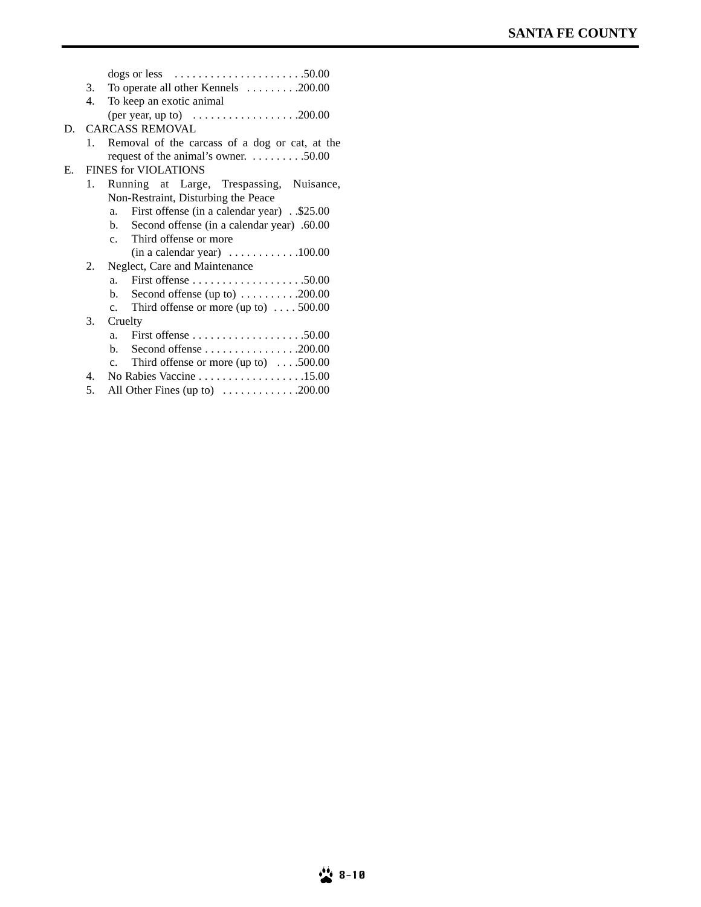dogs or less . . . . . . . . . . . . . . . . . . . . . .50.00

3. To operate all other Kennels . . . . . . . . .200.00
4. To keep an exotic animal (per year, up to) . . . . . . . . . . . . . . . . . .200.00

D. CARCASS REMOVAL
   1. Removal of the carcass of a dog or cat, at the request of the animal's owner. . . . . . . . . .50.00

E. FINES for VIOLATIONS
   1. Running at Large, Trespassing, Nuisance, Non-Restraint, Disturbing the Peace
      a. First offense (in a calendar year) . .$25.00
      b. Second offense (in a calendar year) .60.00
      c. Third offense or more (in a calendar year) . . . . . . . . . . . .100.00
   2. Neglect, Care and Maintenance
      a. First offense . . . . . . . . . . . . . . . . . . .50.00
      b. Second offense (up to) . . . . . . . . . .200.00
      c. Third offense or more (up to) . . . . 500.00
   3. Cruelty
      a. First offense . . . . . . . . . . . . . . . . . . .50.00
      b. Second offense . . . . . . . . . . . . . . . .200.00
      c. Third offense or more (up to) . . . .500.00
   4. No Rabies Vaccine . . . . . . . . . . . . . . . . . .15.00
   5. All Other Fines (up to) . . . . . . . . . . . . .200.00